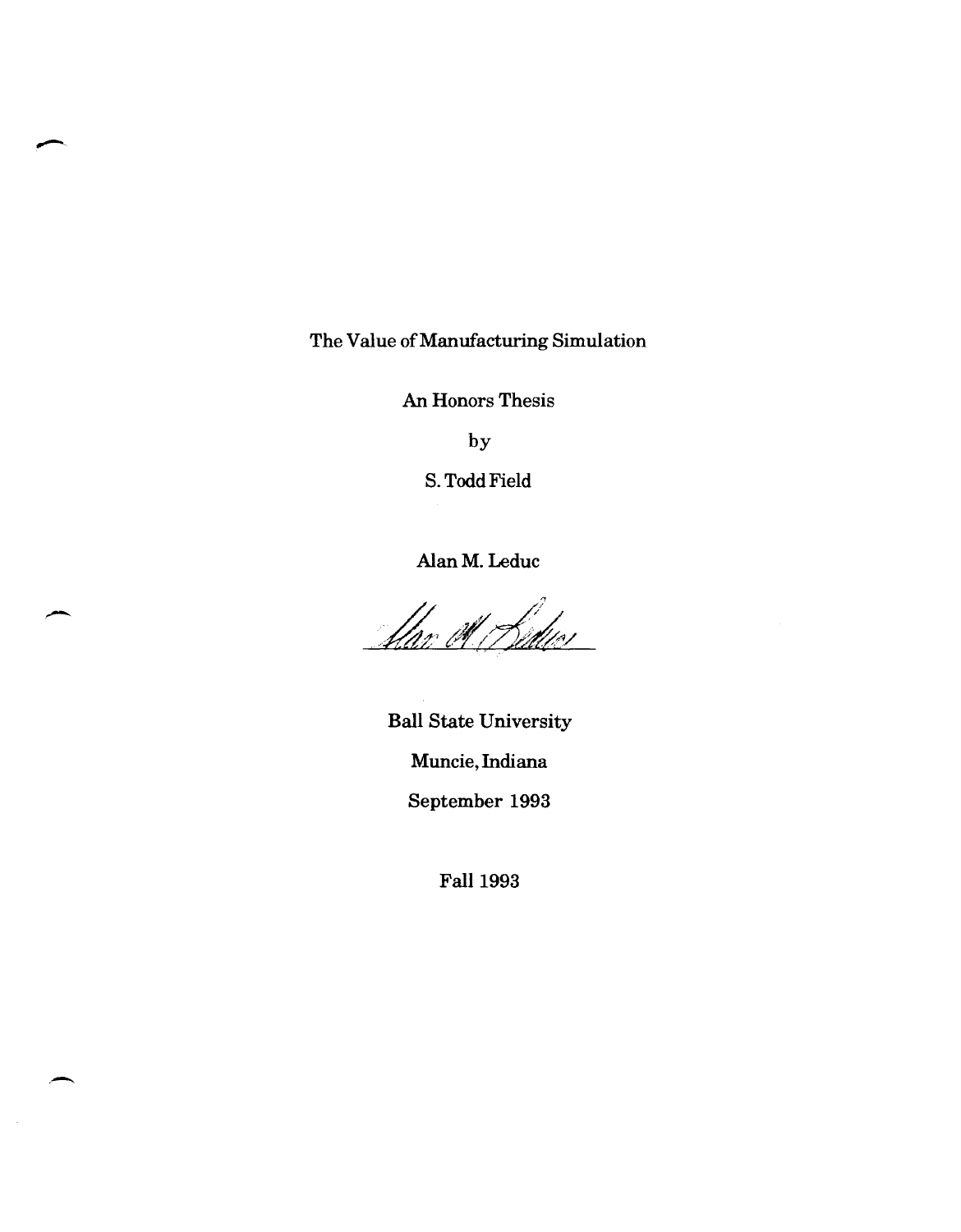# The Value of Manufacturing Simulation

An Honors Thesis

by

S. Todd Field

Alan M. Leduc

Ball State University

Muncie, Indiana

September 1993

Fall 1993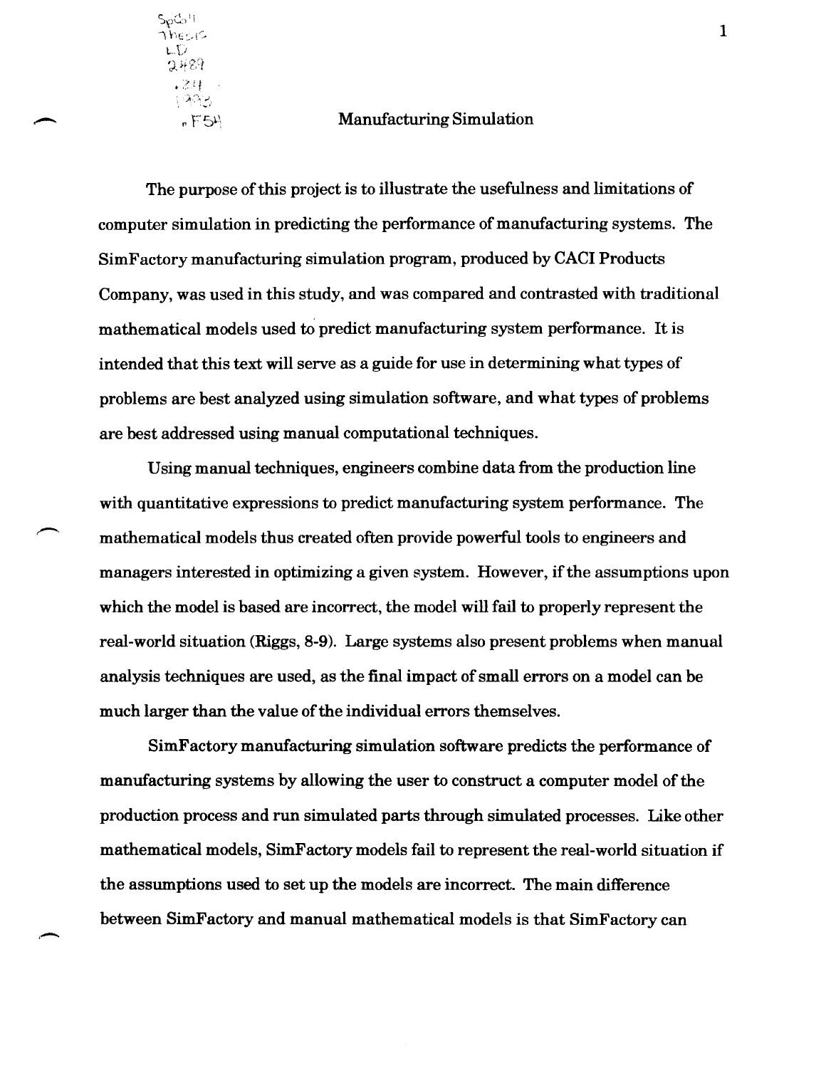# Manufacturing Simulation

The purpose of this project is to illustrate the usefulness and limitations of computer simulation in predicting the performance of manufacturing systems. The SimFactory manufacturing simulation program, produced by CACI Products Company, was used in this study, and was compared and contrasted with traditional mathematical models used to predict manufacturing system performance. It is intended that this text will serve as a guide for use in determining what types of problems are best analyzed using simulation software, and what types of problems are best addressed using manual computational techniques.

Using manual techniques, engineers combine data from the production line with quantitative expressions to predict manufacturing system performance. The mathematical models thus created often provide powerful tools to engineers and managers interested in optimizing a given system. However, if the assumptions upon which the model is based are incorrect, the model will fail to properly represent the real-world situation (Riggs, 8-9). Large systems also present problems when manual analysis techniques are used, as the final impact of small errors on a model can be much larger than the value of the individual errors themselves.

SimFactory manufacturing simulation software predicts the performance of manufacturing systems by allowing the user to construct a computer model of the production process and run simulated parts through simulated processes. Like other mathematical models, SimFactory models fail to represent the real-world situation if the assumptions used to set up the models are incorrect. The main difference between SimFactory and manual mathematical models is that SimFactory can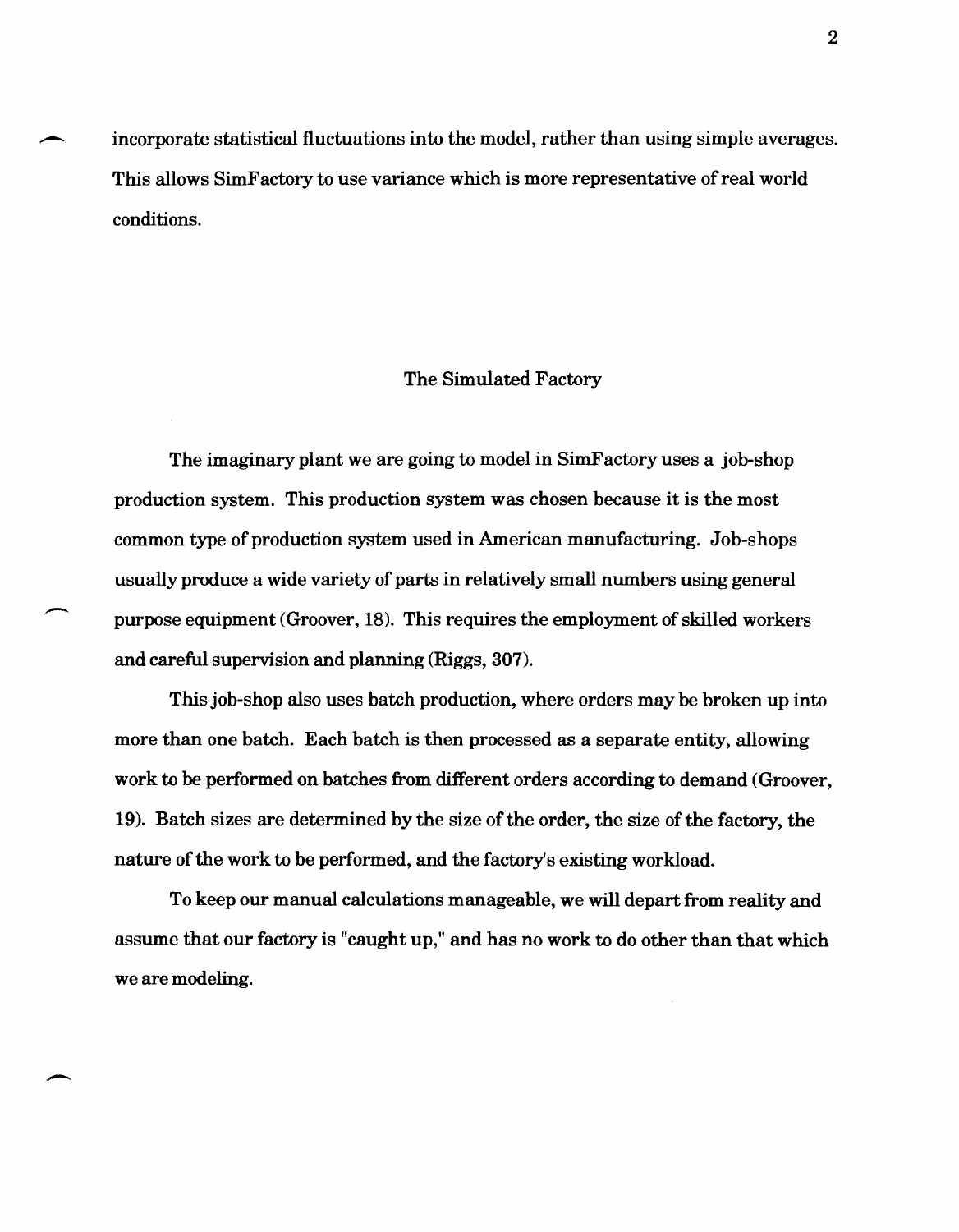incorporate statistical fluctuations into the model, rather than using simple averages. This allows SimFactory to use variance which is more representative of real world conditions.

## The Simulated Factory

The imaginary plant we are going to model in SimFactory uses a job-shop production system. This production system was chosen because it is the most common type of production system used in American manufacturing. Job-shops usually produce a wide variety of parts in relatively small numbers using general purpose equipment (Groover, 18). This requires the employment of skilled workers and careful supervision and planning (Riggs, 307).

This job-shop also uses batch production, where orders may be broken up into more than one batch. Each batch is then processed as a separate entity, allowing work to be performed on batches from different orders according to demand (Groover, 19). Batch sizes are determined by the size of the order, the size of the factory, the nature of the work to be performed, and the factory's existing workload.

To keep our manual calculations manageable, we will depart from reality and assume that our factory is "caught up," and has no work to do other than that which we are modeling.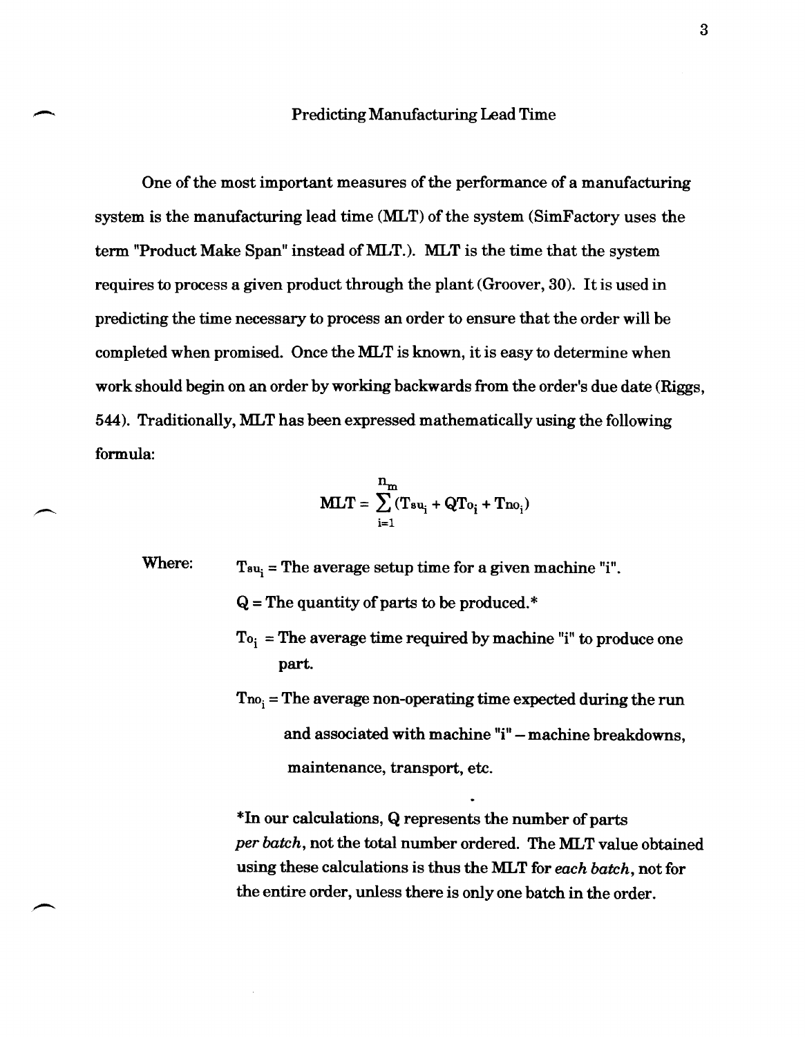## Predicting Manufacturing Lead Time

One of the most important measures of the performance of a manufacturing system is the manufacturing lead time (MLT) of the system (SimFactory uses the term "Product Make Span" instead of MLT.). MLT is the time that the system requires to process a given product through the plant (Groover, 30). It is used in predicting the time necessary to process an order to ensure that the order will be completed when promised. Once the MLT is known, it is easy to determine when work should begin on an order by working backwards from the order's due date (Riggs, 544). Traditionally, MLT has been expressed mathematically using the following formula:

$$MLT = \sum_{i=1}^{n_m} (T_{su_i} + QT_{o_i} + T_{no_i})$$

Where:

$T_{su_i}$ = The average setup time for a given machine "i".

$Q$ = The quantity of parts to be produced.*

$T_{o_i}$ = The average time required by machine "i" to produce one part.

$T_{no_i}$ = The average non-operating time expected during the run and associated with machine "i" – machine breakdowns, maintenance, transport, etc.

*In our calculations, Q represents the number of parts *per batch*, not the total number ordered. The MLT value obtained using these calculations is thus the MLT for *each batch*, not for the entire order, unless there is only one batch in the order.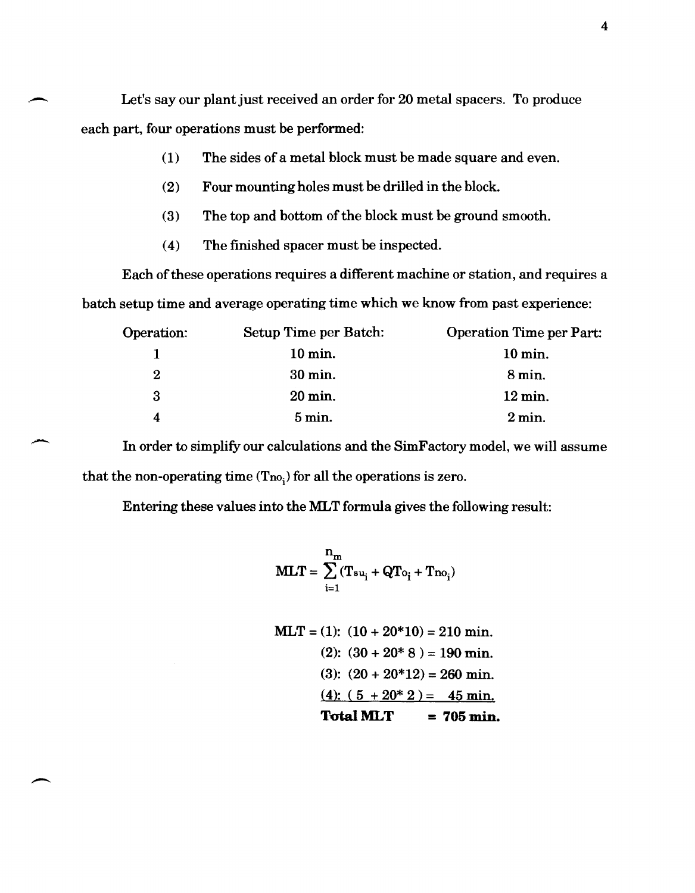Let's say our plant just received an order for 20 metal spacers. To produce each part, four operations must be performed:

(1) The sides of a metal block must be made square and even.

(2) Four mounting holes must be drilled in the block.

(3) The top and bottom of the block must be ground smooth.

(4) The finished spacer must be inspected.

Each of these operations requires a different machine or station, and requires a batch setup time and average operating time which we know from past experience:

| Operation: | Setup Time per Batch: | Operation Time per Part: |
|---|---|---|
| 1 | 10 min. | 10 min. |
| 2 | 30 min. | 8 min. |
| 3 | 20 min. | 12 min. |
| 4 | 5 min. | 2 min. |

In order to simplify our calculations and the SimFactory model, we will assume that the non-operating time ($Tno_i$) for all the operations is zero.

Entering these values into the MLT formula gives the following result:

$$\mathbf{MLT} = \sum_{i=1}^{n_m} (\mathbf{Tsu_i} + \mathbf{QTo_i} + \mathbf{Tno_i})$$

**MLT = (1): (10 + 20*10) = 210 min.**
**(2): (30 + 20* 8 ) = 190 min.**
**(3): (20 + 20*12) = 260 min.**
**(4): ( 5 + 20* 2 ) = 45 min.**
**Total MLT = 705 min.**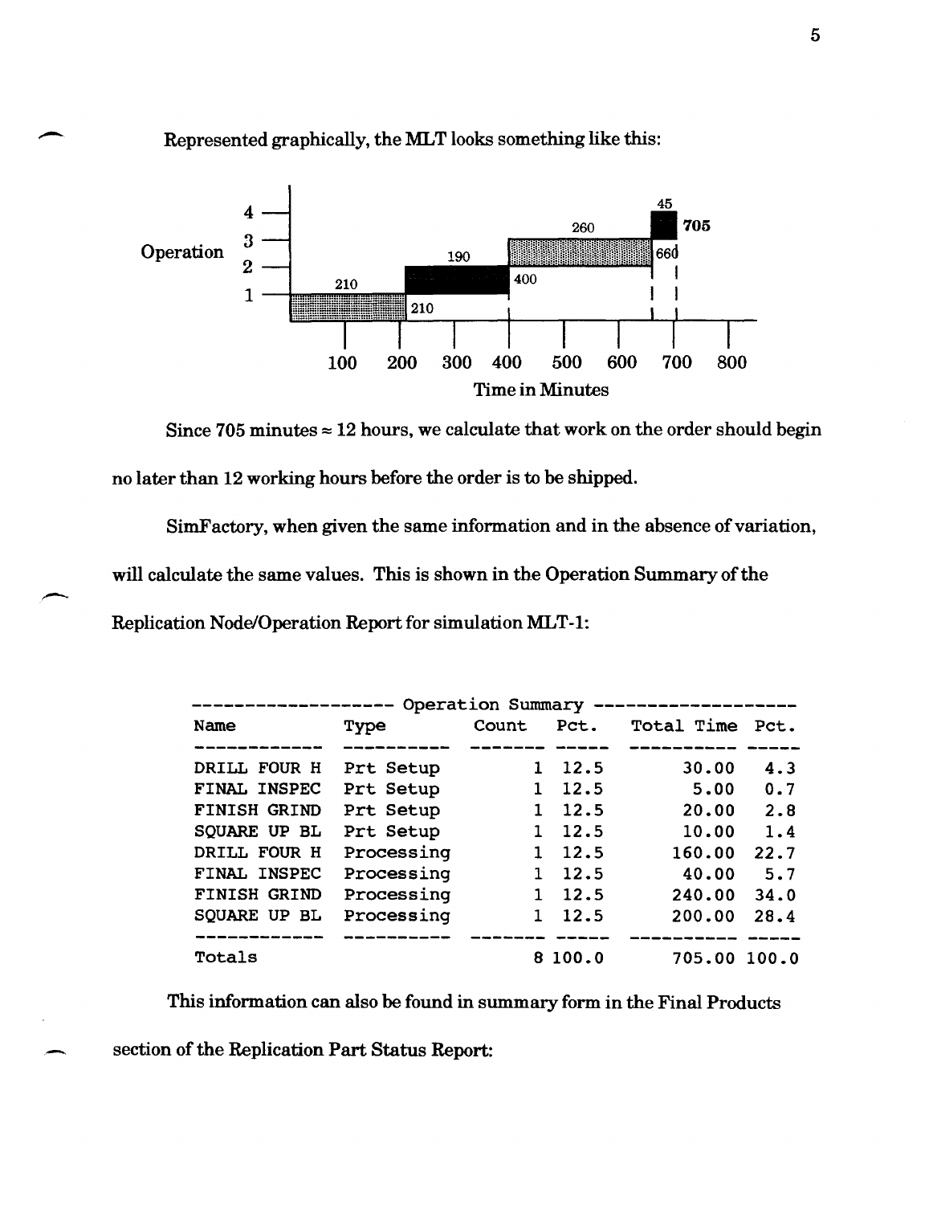Represented graphically, the MLT looks something like this:

Since 705 minutes ≈ 12 hours, we calculate that work on the order should begin no later than 12 working hours before the order is to be shipped.

SimFactory, when given the same information and in the absence of variation, will calculate the same values. This is shown in the Operation Summary of the Replication Node/Operation Report for simulation MLT-1:

```
------------------- Operation Summary -------------------
Name          Type         Count   Pct.    Total Time  Pct.
------------  ----------  ------- -----    ----------  -----
DRILL FOUR H  Prt Setup         1  12.5         30.00    4.3
FINAL INSPEC  Prt Setup         1  12.5          5.00    0.7
FINISH GRIND  Prt Setup         1  12.5         20.00    2.8
SQUARE UP BL  Prt Setup         1  12.5         10.00    1.4
DRILL FOUR H  Processing        1  12.5        160.00   22.7
FINAL INSPEC  Processing        1  12.5         40.00    5.7
FINISH GRIND  Processing        1  12.5        240.00   34.0
SQUARE UP BL  Processing        1  12.5        200.00   28.4
------------  ----------  ------- -----    ----------  -----
Totals                          8 100.0        705.00  100.0
```

This information can also be found in summary form in the Final Products section of the Replication Part Status Report: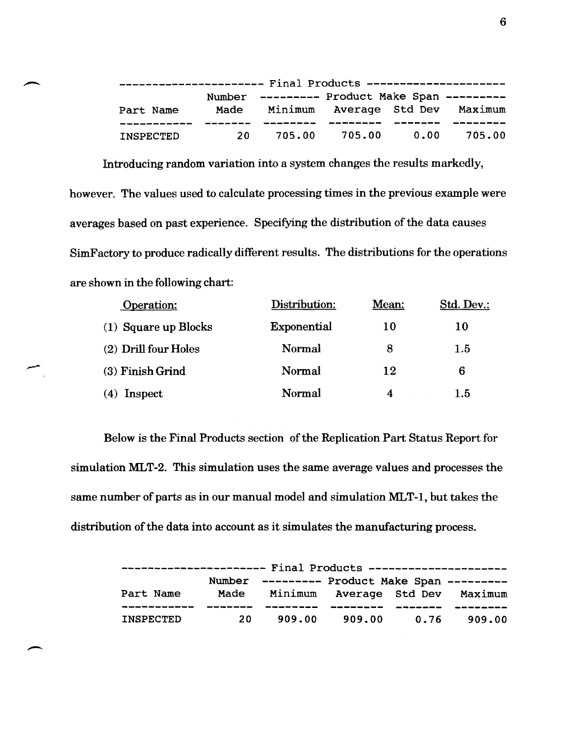| Final Products | | | | | |
|---|---|---|---|---|---|
| | Number | Product Make Span | | | |
| Part Name | Made | Minimum | Average | Std Dev | Maximum |
| INSPECTED | 20 | 705.00 | 705.00 | 0.00 | 705.00 |

Introducing random variation into a system changes the results markedly, however. The values used to calculate processing times in the previous example were averages based on past experience. Specifying the distribution of the data causes SimFactory to produce radically different results. The distributions for the operations are shown in the following chart:

| Operation: | Distribution: | Mean: | Std. Dev.: |
|---|---|---|---|
| (1) Square up Blocks | Exponential | 10 | 10 |
| (2) Drill four Holes | Normal | 8 | 1.5 |
| (3) Finish Grind | Normal | 12 | 6 |
| (4) Inspect | Normal | 4 | 1.5 |

Below is the Final Products section of the Replication Part Status Report for simulation MLT-2. This simulation uses the same average values and processes the same number of parts as in our manual model and simulation MLT-1, but takes the distribution of the data into account as it simulates the manufacturing process.

| Final Products | | | | | |
|---|---|---|---|---|---|
| | Number | Product Make Span | | | |
| Part Name | Made | Minimum | Average | Std Dev | Maximum |
| INSPECTED | 20 | 909.00 | 909.00 | 0.76 | 909.00 |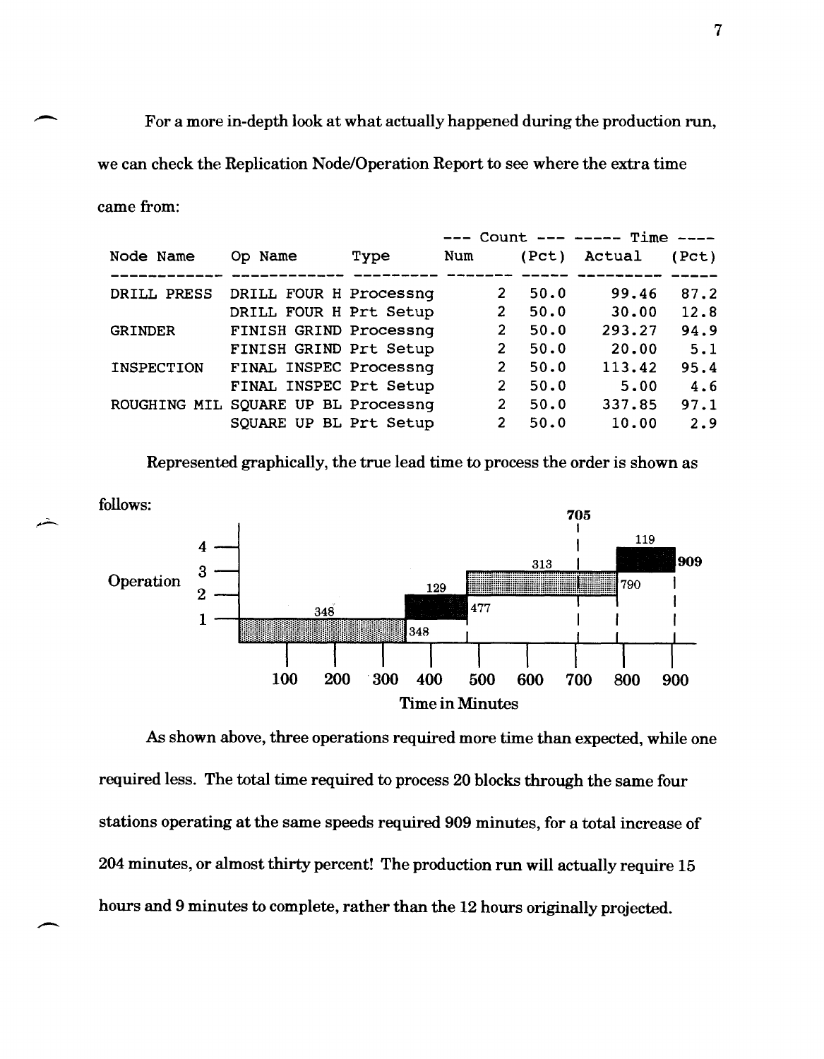For a more in-depth look at what actually happened during the production run, we can check the Replication Node/Operation Report to see where the extra time came from:

| Node Name | Op Name | Type | Count Num | Count (Pct) | Time Actual | Time (Pct) |
|---|---|---|---|---|---|---|
| DRILL PRESS | DRILL FOUR H | Processng | 2 | 50.0 | 99.46 | 87.2 |
| | DRILL FOUR H | Prt Setup | 2 | 50.0 | 30.00 | 12.8 |
| GRINDER | FINISH GRIND | Processng | 2 | 50.0 | 293.27 | 94.9 |
| | FINISH GRIND | Prt Setup | 2 | 50.0 | 20.00 | 5.1 |
| INSPECTION | FINAL INSPEC | Processng | 2 | 50.0 | 113.42 | 95.4 |
| | FINAL INSPEC | Prt Setup | 2 | 50.0 | 5.00 | 4.6 |
| ROUGHING MIL | SQUARE UP BL | Processng | 2 | 50.0 | 337.85 | 97.1 |
| | SQUARE UP BL | Prt Setup | 2 | 50.0 | 10.00 | 2.9 |

Represented graphically, the true lead time to process the order is shown as follows:

As shown above, three operations required more time than expected, while one required less. The total time required to process 20 blocks through the same four stations operating at the same speeds required 909 minutes, for a total increase of 204 minutes, or almost thirty percent! The production run will actually require 15 hours and 9 minutes to complete, rather than the 12 hours originally projected.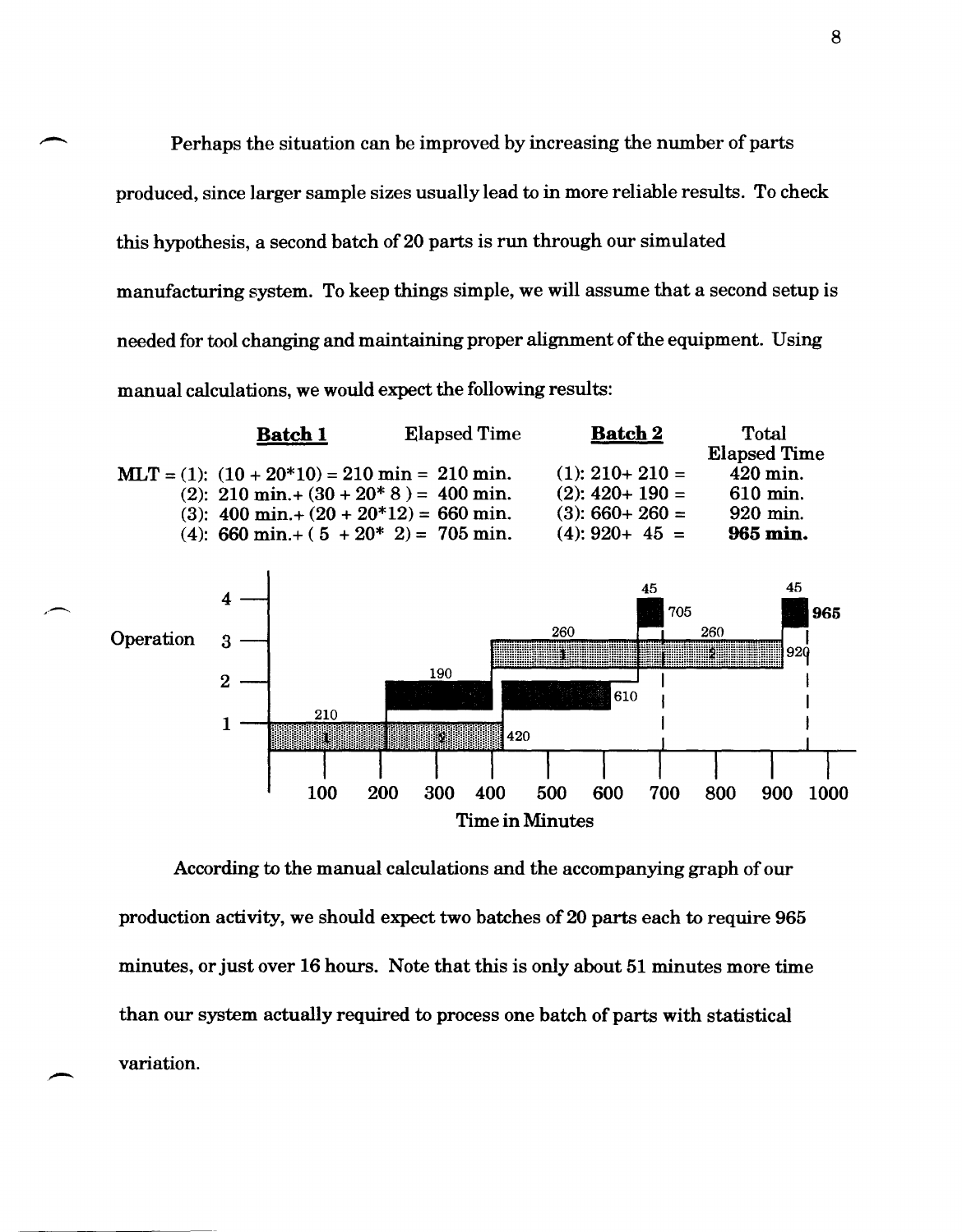Perhaps the situation can be improved by increasing the number of parts produced, since larger sample sizes usually lead to in more reliable results. To check this hypothesis, a second batch of 20 parts is run through our simulated manufacturing system. To keep things simple, we will assume that a second setup is needed for tool changing and maintaining proper alignment of the equipment. Using manual calculations, we would expect the following results:

| | **Batch 1** | Elapsed Time | **Batch 2** | Total Elapsed Time |
|---|---|---|---|---|
| MLT = (1): | (10 + 20*10) = 210 min = | 210 min. | (1): 210+ 210 = | 420 min. |
| (2): | 210 min.+ (30 + 20* 8 ) = | 400 min. | (2): 420+ 190 = | 610 min. |
| (3): | 400 min.+ (20 + 20*12) = | 660 min. | (3): 660+ 260 = | 920 min. |
| (4): | 660 min.+ ( 5 + 20* 2) = | 705 min. | (4): 920+ 45 = | **965 min.** |

According to the manual calculations and the accompanying graph of our production activity, we should expect two batches of 20 parts each to require 965 minutes, or just over 16 hours. Note that this is only about 51 minutes more time than our system actually required to process one batch of parts with statistical variation.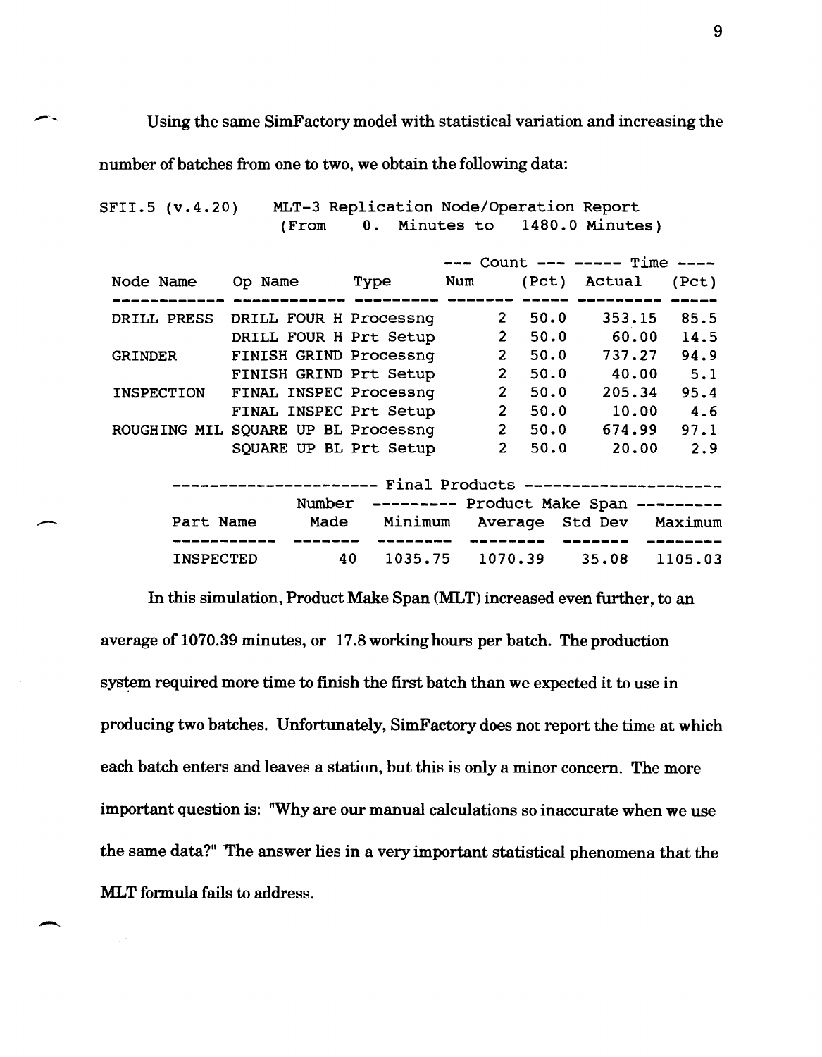Using the same SimFactory model with statistical variation and increasing the number of batches from one to two, we obtain the following data:

SFII.5 (v.4.20)     MLT-3 Replication Node/Operation Report
(From 0. Minutes to 1480.0 Minutes)

| Node Name | Op Name | Type | Count Num | Count (Pct) | Time Actual | Time (Pct) |
|---|---|---|---|---|---|---|
| DRILL PRESS | DRILL FOUR H | Processng | 2 | 50.0 | 353.15 | 85.5 |
| | DRILL FOUR H | Prt Setup | 2 | 50.0 | 60.00 | 14.5 |
| GRINDER | FINISH GRIND | Processng | 2 | 50.0 | 737.27 | 94.9 |
| | FINISH GRIND | Prt Setup | 2 | 50.0 | 40.00 | 5.1 |
| INSPECTION | FINAL INSPEC | Processng | 2 | 50.0 | 205.34 | 95.4 |
| | FINAL INSPEC | Prt Setup | 2 | 50.0 | 10.00 | 4.6 |
| ROUGHING MIL | SQUARE UP BL | Processng | 2 | 50.0 | 674.99 | 97.1 |
| | SQUARE UP BL | Prt Setup | 2 | 50.0 | 20.00 | 2.9 |

Final Products

| Part Name | Number Made | Product Make Span Minimum | Average | Std Dev | Maximum |
|---|---|---|---|---|---|
| INSPECTED | 40 | 1035.75 | 1070.39 | 35.08 | 1105.03 |

In this simulation, Product Make Span (MLT) increased even further, to an average of 1070.39 minutes, or 17.8 working hours per batch. The production system required more time to finish the first batch than we expected it to use in producing two batches. Unfortunately, SimFactory does not report the time at which each batch enters and leaves a station, but this is only a minor concern. The more important question is: "Why are our manual calculations so inaccurate when we use the same data?" The answer lies in a very important statistical phenomena that the MLT formula fails to address.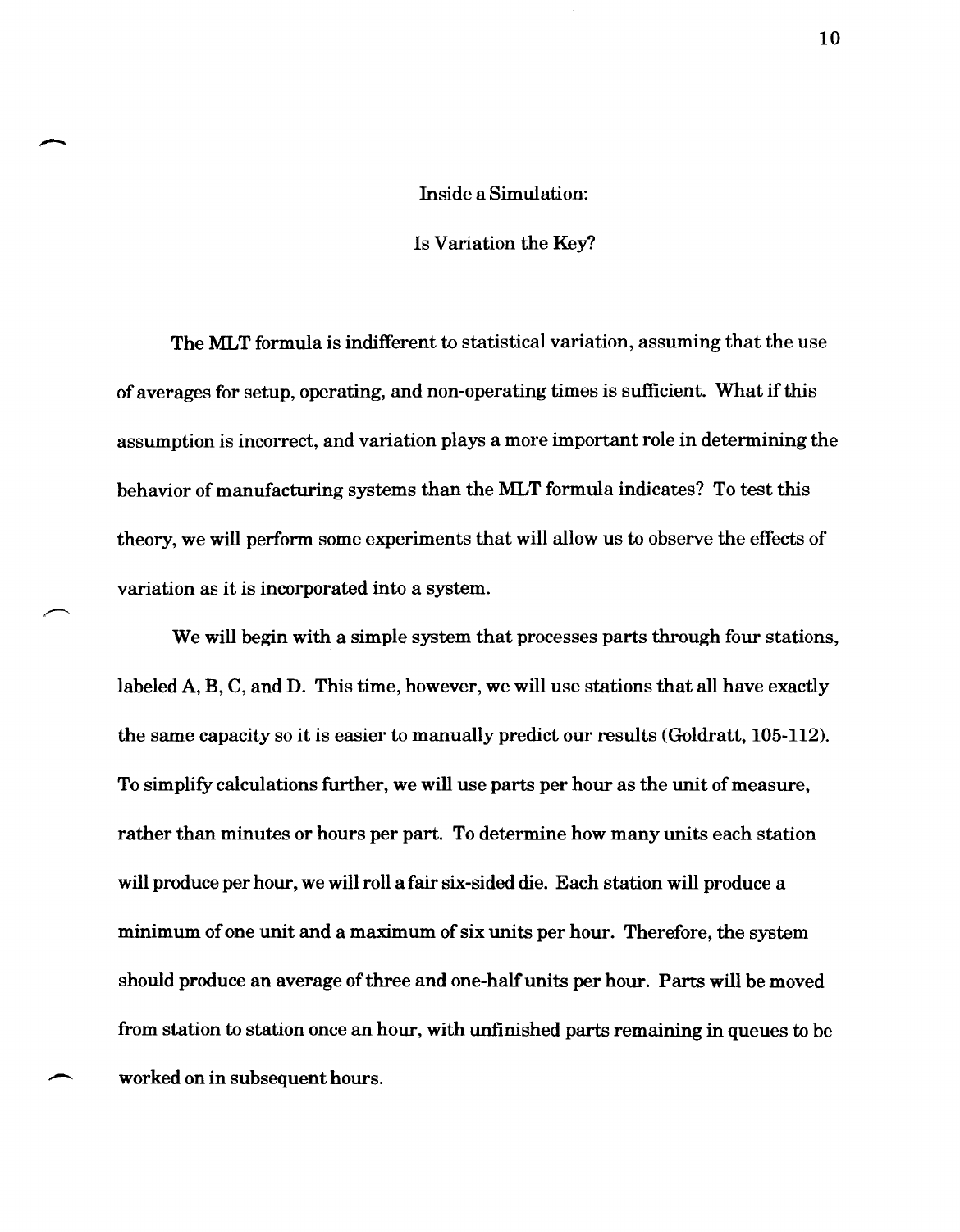## Inside a Simulation:

## Is Variation the Key?

The MLT formula is indifferent to statistical variation, assuming that the use of averages for setup, operating, and non-operating times is sufficient. What if this assumption is incorrect, and variation plays a more important role in determining the behavior of manufacturing systems than the MLT formula indicates? To test this theory, we will perform some experiments that will allow us to observe the effects of variation as it is incorporated into a system.

We will begin with a simple system that processes parts through four stations, labeled A, B, C, and D. This time, however, we will use stations that all have exactly the same capacity so it is easier to manually predict our results (Goldratt, 105-112). To simplify calculations further, we will use parts per hour as the unit of measure, rather than minutes or hours per part. To determine how many units each station will produce per hour, we will roll a fair six-sided die. Each station will produce a minimum of one unit and a maximum of six units per hour. Therefore, the system should produce an average of three and one-half units per hour. Parts will be moved from station to station once an hour, with unfinished parts remaining in queues to be worked on in subsequent hours.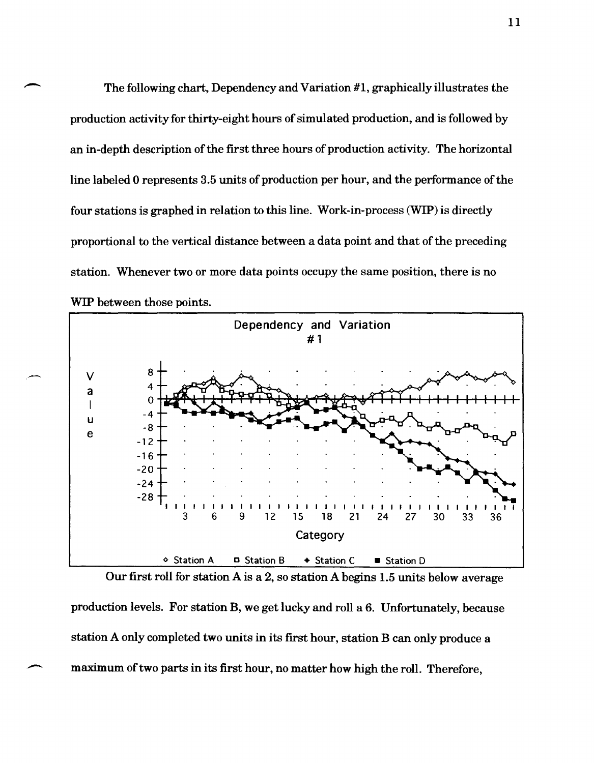The following chart, Dependency and Variation #1, graphically illustrates the production activity for thirty-eight hours of simulated production, and is followed by an in-depth description of the first three hours of production activity. The horizontal line labeled 0 represents 3.5 units of production per hour, and the performance of the four stations is graphed in relation to this line. Work-in-process (WIP) is directly proportional to the vertical distance between a data point and that of the preceding station. Whenever two or more data points occupy the same position, there is no WIP between those points.

Our first roll for station A is a 2, so station A begins 1.5 units below average production levels. For station B, we get lucky and roll a 6. Unfortunately, because station A only completed two units in its first hour, station B can only produce a maximum of two parts in its first hour, no matter how high the roll. Therefore,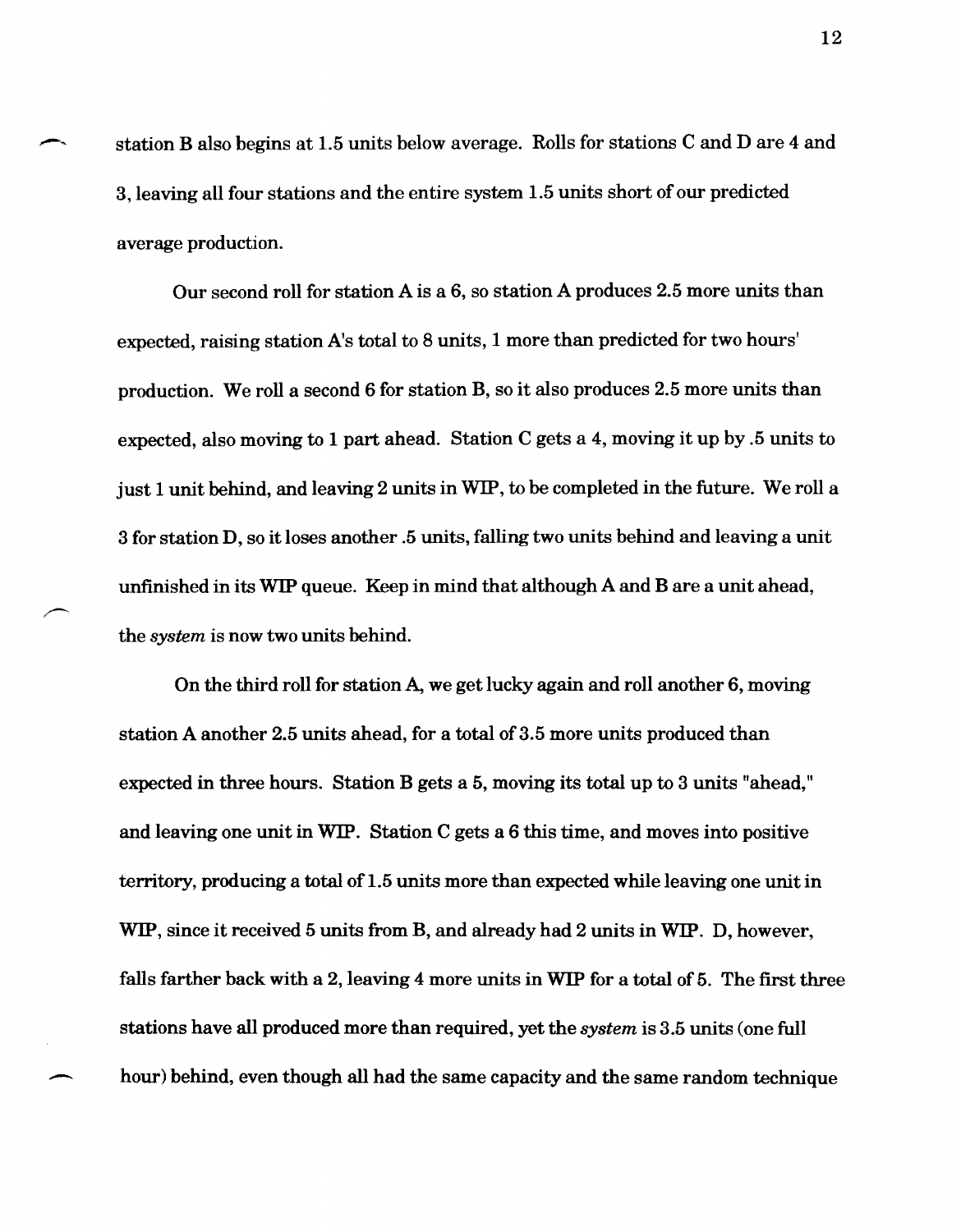station B also begins at 1.5 units below average. Rolls for stations C and D are 4 and 3, leaving all four stations and the entire system 1.5 units short of our predicted average production.

Our second roll for station A is a 6, so station A produces 2.5 more units than expected, raising station A's total to 8 units, 1 more than predicted for two hours' production. We roll a second 6 for station B, so it also produces 2.5 more units than expected, also moving to 1 part ahead. Station C gets a 4, moving it up by .5 units to just 1 unit behind, and leaving 2 units in WIP, to be completed in the future. We roll a 3 for station D, so it loses another .5 units, falling two units behind and leaving a unit unfinished in its WIP queue. Keep in mind that although A and B are a unit ahead, the *system* is now two units behind.

On the third roll for station A, we get lucky again and roll another 6, moving station A another 2.5 units ahead, for a total of 3.5 more units produced than expected in three hours. Station B gets a 5, moving its total up to 3 units "ahead," and leaving one unit in WIP. Station C gets a 6 this time, and moves into positive territory, producing a total of 1.5 units more than expected while leaving one unit in WIP, since it received 5 units from B, and already had 2 units in WIP. D, however, falls farther back with a 2, leaving 4 more units in WIP for a total of 5. The first three stations have all produced more than required, yet the *system* is 3.5 units (one full hour) behind, even though all had the same capacity and the same random technique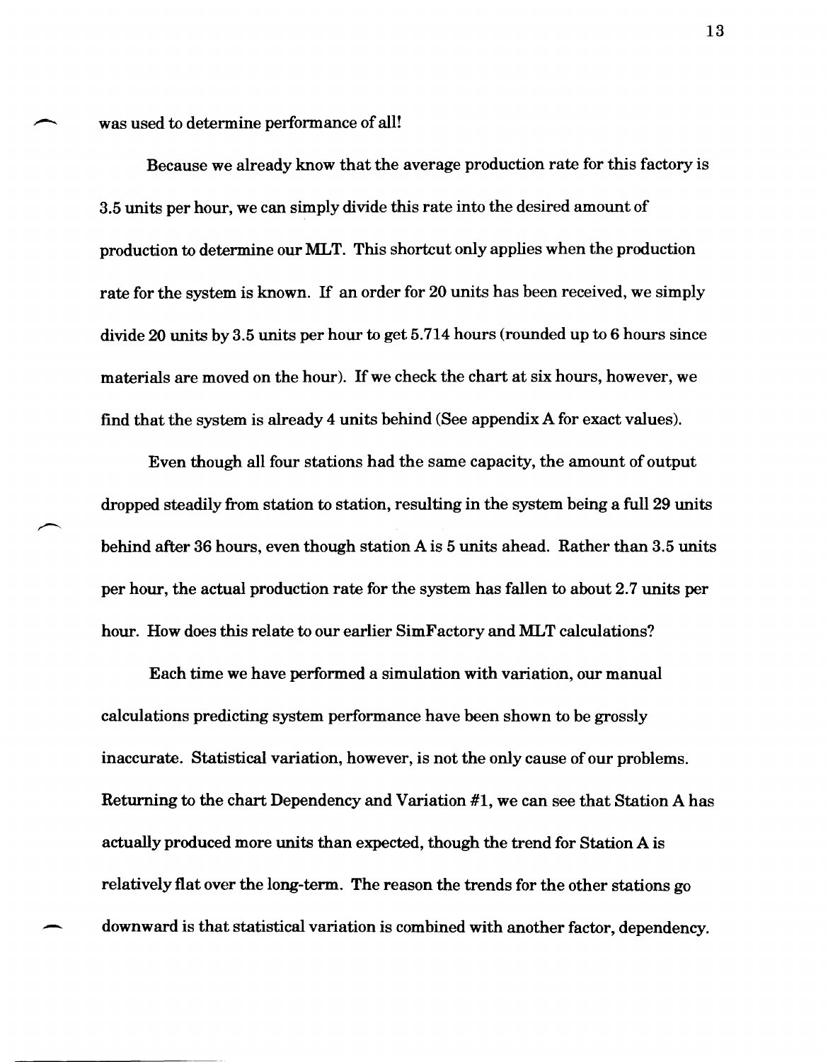was used to determine performance of all!

Because we already know that the average production rate for this factory is 3.5 units per hour, we can simply divide this rate into the desired amount of production to determine our MLT. This shortcut only applies when the production rate for the system is known. If an order for 20 units has been received, we simply divide 20 units by 3.5 units per hour to get 5.714 hours (rounded up to 6 hours since materials are moved on the hour). If we check the chart at six hours, however, we find that the system is already 4 units behind (See appendix A for exact values).

Even though all four stations had the same capacity, the amount of output dropped steadily from station to station, resulting in the system being a full 29 units behind after 36 hours, even though station A is 5 units ahead. Rather than 3.5 units per hour, the actual production rate for the system has fallen to about 2.7 units per hour. How does this relate to our earlier SimFactory and MLT calculations?

Each time we have performed a simulation with variation, our manual calculations predicting system performance have been shown to be grossly inaccurate. Statistical variation, however, is not the only cause of our problems. Returning to the chart Dependency and Variation #1, we can see that Station A has actually produced more units than expected, though the trend for Station A is relatively flat over the long-term. The reason the trends for the other stations go downward is that statistical variation is combined with another factor, dependency.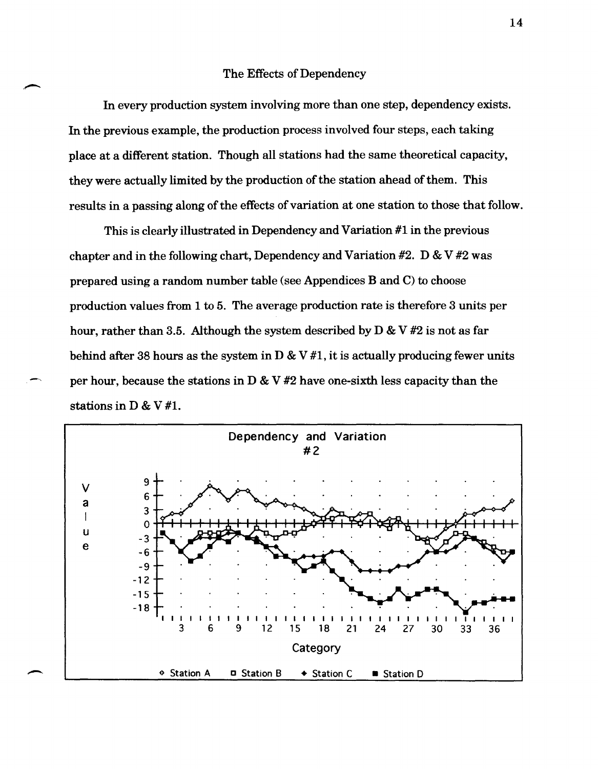## The Effects of Dependency

In every production system involving more than one step, dependency exists. In the previous example, the production process involved four steps, each taking place at a different station. Though all stations had the same theoretical capacity, they were actually limited by the production of the station ahead of them. This results in a passing along of the effects of variation at one station to those that follow.

This is clearly illustrated in Dependency and Variation #1 in the previous chapter and in the following chart, Dependency and Variation #2. D & V #2 was prepared using a random number table (see Appendices B and C) to choose production values from 1 to 5. The average production rate is therefore 3 units per hour, rather than 3.5. Although the system described by D & V #2 is not as far behind after 38 hours as the system in D & V #1, it is actually producing fewer units per hour, because the stations in D & V #2 have one-sixth less capacity than the stations in D & V #1.

Dependency and Variation #2

Value: 9, 6, 3, 0, -3, -6, -9, -12, -15, -18

Category: 3, 6, 9, 12, 15, 18, 21, 24, 27, 30, 33, 36

◇ Station A ◻ Station B ◆ Station C ■ Station D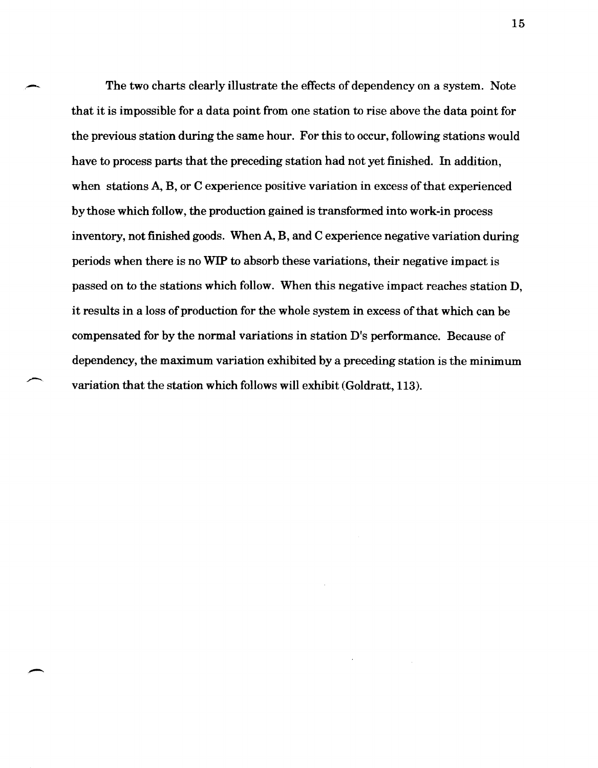The two charts clearly illustrate the effects of dependency on a system. Note that it is impossible for a data point from one station to rise above the data point for the previous station during the same hour. For this to occur, following stations would have to process parts that the preceding station had not yet finished. In addition, when stations A, B, or C experience positive variation in excess of that experienced by those which follow, the production gained is transformed into work-in process inventory, not finished goods. When A, B, and C experience negative variation during periods when there is no WIP to absorb these variations, their negative impact is passed on to the stations which follow. When this negative impact reaches station D, it results in a loss of production for the whole system in excess of that which can be compensated for by the normal variations in station D's performance. Because of dependency, the maximum variation exhibited by a preceding station is the minimum variation that the station which follows will exhibit (Goldratt, 113).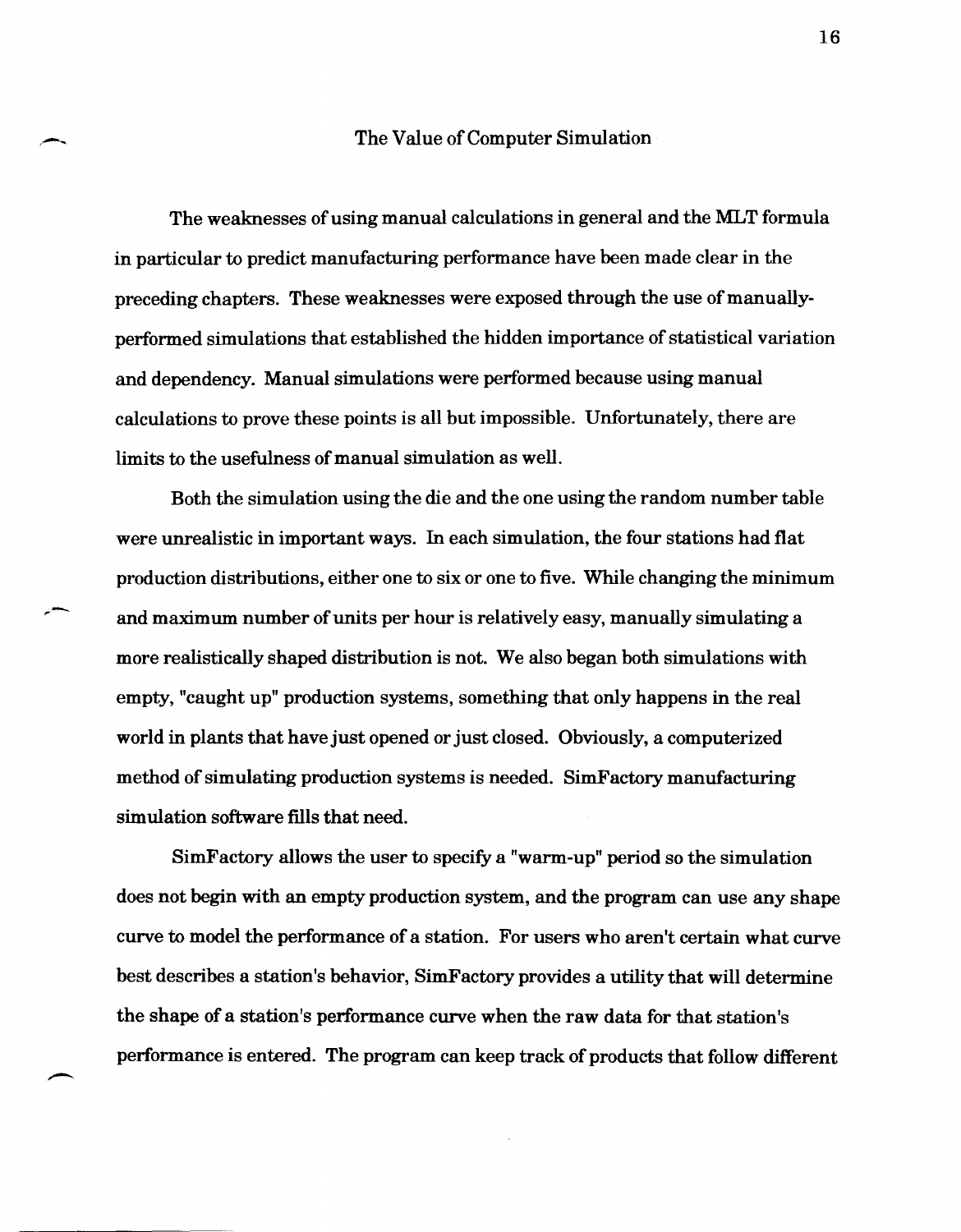## The Value of Computer Simulation

The weaknesses of using manual calculations in general and the MLT formula in particular to predict manufacturing performance have been made clear in the preceding chapters. These weaknesses were exposed through the use of manually-performed simulations that established the hidden importance of statistical variation and dependency. Manual simulations were performed because using manual calculations to prove these points is all but impossible. Unfortunately, there are limits to the usefulness of manual simulation as well.

Both the simulation using the die and the one using the random number table were unrealistic in important ways. In each simulation, the four stations had flat production distributions, either one to six or one to five. While changing the minimum and maximum number of units per hour is relatively easy, manually simulating a more realistically shaped distribution is not. We also began both simulations with empty, "caught up" production systems, something that only happens in the real world in plants that have just opened or just closed. Obviously, a computerized method of simulating production systems is needed. SimFactory manufacturing simulation software fills that need.

SimFactory allows the user to specify a "warm-up" period so the simulation does not begin with an empty production system, and the program can use any shape curve to model the performance of a station. For users who aren't certain what curve best describes a station's behavior, SimFactory provides a utility that will determine the shape of a station's performance curve when the raw data for that station's performance is entered. The program can keep track of products that follow different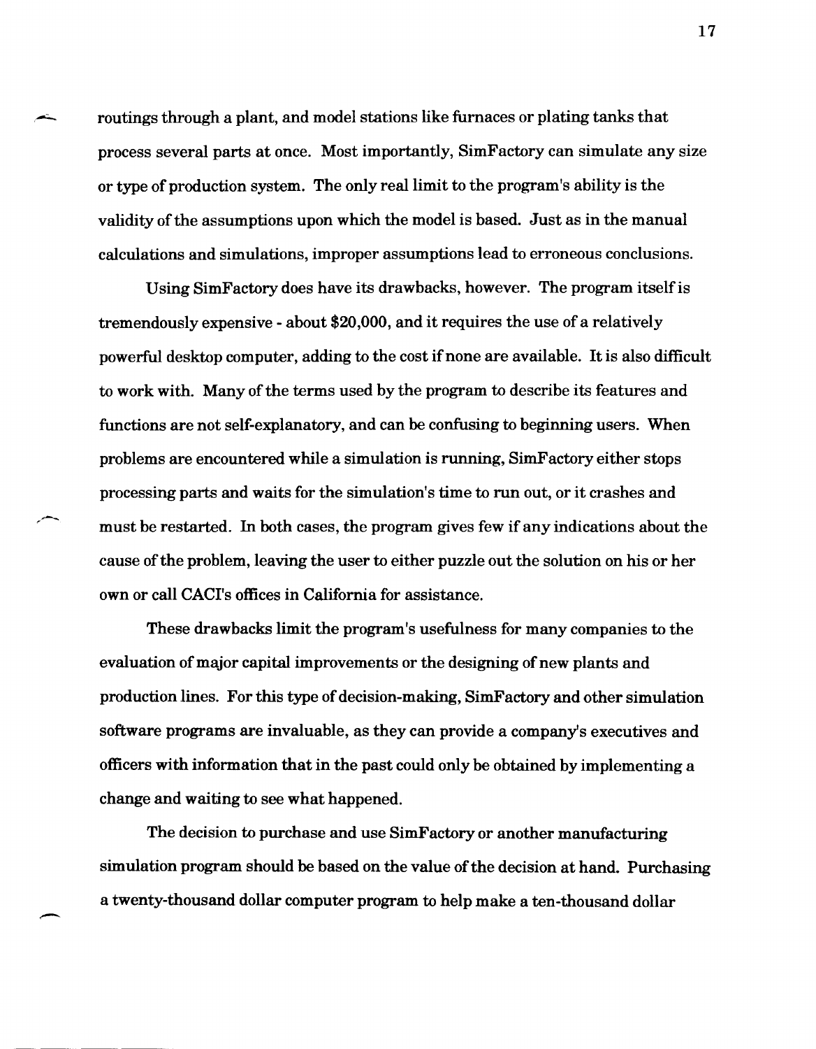routings through a plant, and model stations like furnaces or plating tanks that process several parts at once. Most importantly, SimFactory can simulate any size or type of production system. The only real limit to the program's ability is the validity of the assumptions upon which the model is based. Just as in the manual calculations and simulations, improper assumptions lead to erroneous conclusions.

Using SimFactory does have its drawbacks, however. The program itself is tremendously expensive - about $20,000, and it requires the use of a relatively powerful desktop computer, adding to the cost if none are available. It is also difficult to work with. Many of the terms used by the program to describe its features and functions are not self-explanatory, and can be confusing to beginning users. When problems are encountered while a simulation is running, SimFactory either stops processing parts and waits for the simulation's time to run out, or it crashes and must be restarted. In both cases, the program gives few if any indications about the cause of the problem, leaving the user to either puzzle out the solution on his or her own or call CACI's offices in California for assistance.

These drawbacks limit the program's usefulness for many companies to the evaluation of major capital improvements or the designing of new plants and production lines. For this type of decision-making, SimFactory and other simulation software programs are invaluable, as they can provide a company's executives and officers with information that in the past could only be obtained by implementing a change and waiting to see what happened.

The decision to purchase and use SimFactory or another manufacturing simulation program should be based on the value of the decision at hand. Purchasing a twenty-thousand dollar computer program to help make a ten-thousand dollar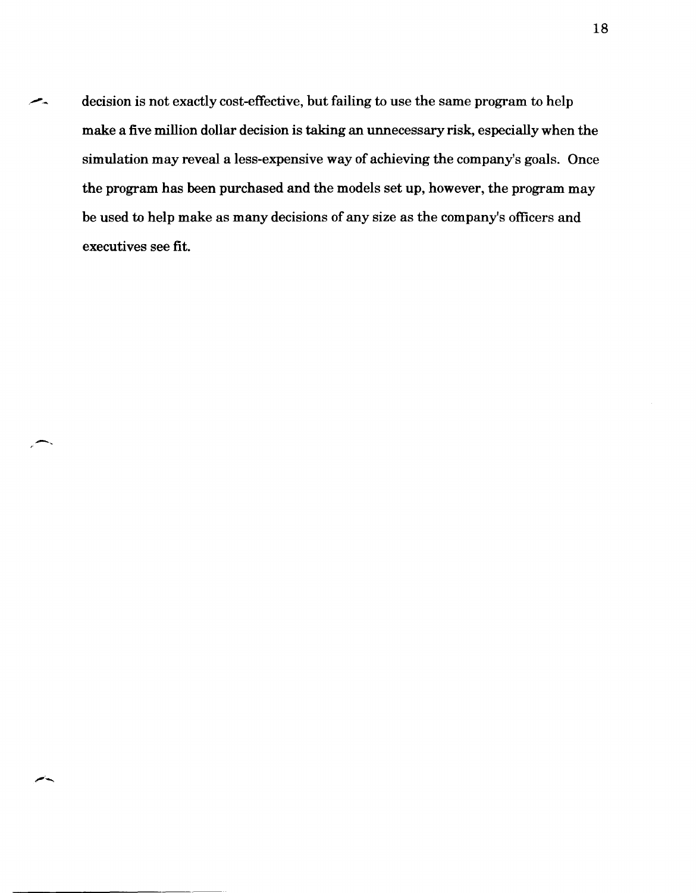decision is not exactly cost-effective, but failing to use the same program to help make a five million dollar decision is taking an unnecessary risk, especially when the simulation may reveal a less-expensive way of achieving the company's goals. Once the program has been purchased and the models set up, however, the program may be used to help make as many decisions of any size as the company's officers and executives see fit.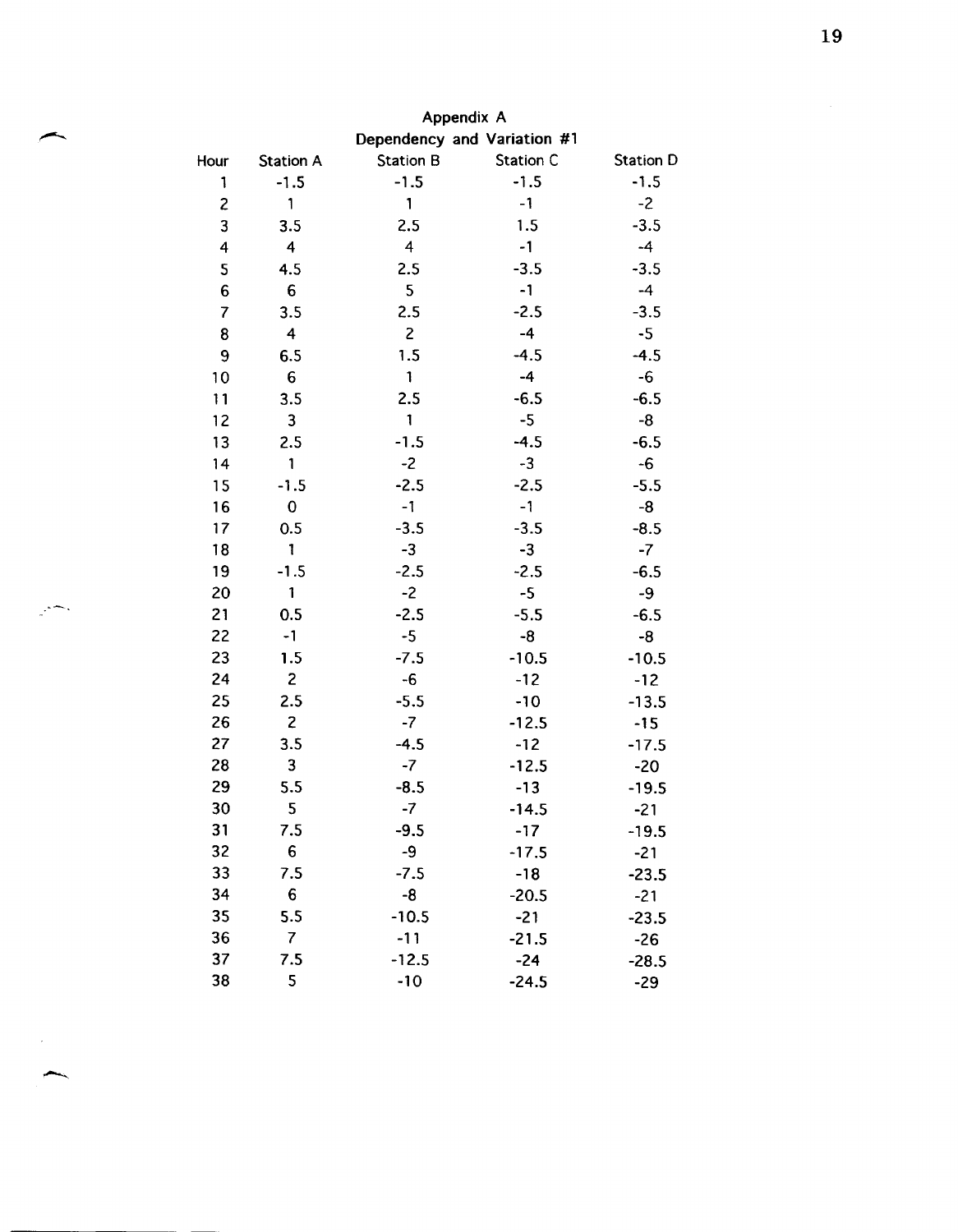## Appendix A

### Dependency and Variation #1

| Hour | Station A | Station B | Station C | Station D |
|---|---|---|---|---|
| 1 | -1.5 | -1.5 | -1.5 | -1.5 |
| 2 | 1 | 1 | -1 | -2 |
| 3 | 3.5 | 2.5 | 1.5 | -3.5 |
| 4 | 4 | 4 | -1 | -4 |
| 5 | 4.5 | 2.5 | -3.5 | -3.5 |
| 6 | 6 | 5 | -1 | -4 |
| 7 | 3.5 | 2.5 | -2.5 | -3.5 |
| 8 | 4 | 2 | -4 | -5 |
| 9 | 6.5 | 1.5 | -4.5 | -4.5 |
| 10 | 6 | 1 | -4 | -6 |
| 11 | 3.5 | 2.5 | -6.5 | -6.5 |
| 12 | 3 | 1 | -5 | -8 |
| 13 | 2.5 | -1.5 | -4.5 | -6.5 |
| 14 | 1 | -2 | -3 | -6 |
| 15 | -1.5 | -2.5 | -2.5 | -5.5 |
| 16 | 0 | -1 | -1 | -8 |
| 17 | 0.5 | -3.5 | -3.5 | -8.5 |
| 18 | 1 | -3 | -3 | -7 |
| 19 | -1.5 | -2.5 | -2.5 | -6.5 |
| 20 | 1 | -2 | -5 | -9 |
| 21 | 0.5 | -2.5 | -5.5 | -6.5 |
| 22 | -1 | -5 | -8 | -8 |
| 23 | 1.5 | -7.5 | -10.5 | -10.5 |
| 24 | 2 | -6 | -12 | -12 |
| 25 | 2.5 | -5.5 | -10 | -13.5 |
| 26 | 2 | -7 | -12.5 | -15 |
| 27 | 3.5 | -4.5 | -12 | -17.5 |
| 28 | 3 | -7 | -12.5 | -20 |
| 29 | 5.5 | -8.5 | -13 | -19.5 |
| 30 | 5 | -7 | -14.5 | -21 |
| 31 | 7.5 | -9.5 | -17 | -19.5 |
| 32 | 6 | -9 | -17.5 | -21 |
| 33 | 7.5 | -7.5 | -18 | -23.5 |
| 34 | 6 | -8 | -20.5 | -21 |
| 35 | 5.5 | -10.5 | -21 | -23.5 |
| 36 | 7 | -11 | -21.5 | -26 |
| 37 | 7.5 | -12.5 | -24 | -28.5 |
| 38 | 5 | -10 | -24.5 | -29 |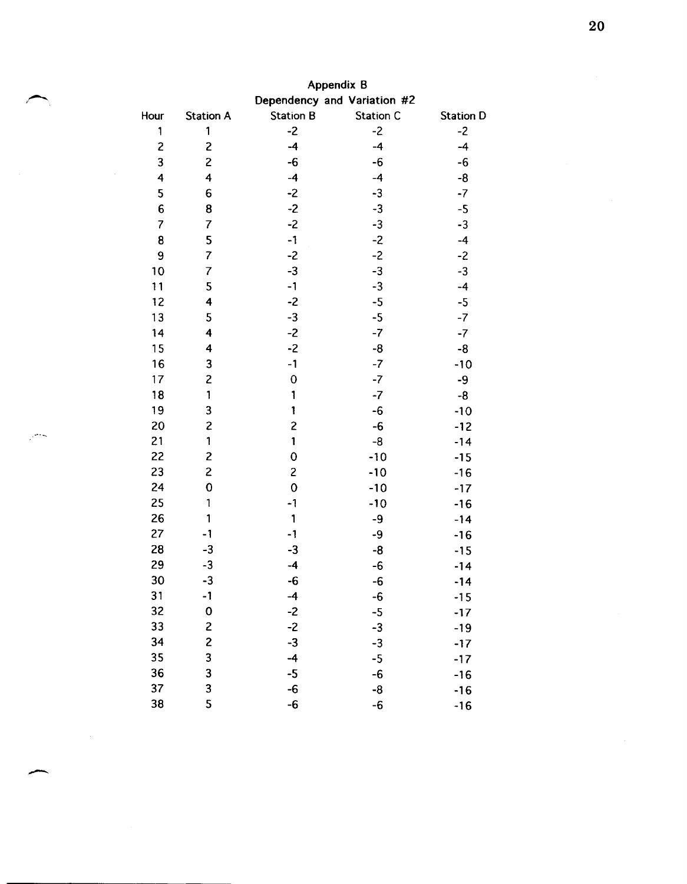## Appendix B

### Dependency and Variation #2

| Hour | Station A | Station B | Station C | Station D |
|---|---|---|---|---|
| 1 | 1 | -2 | -2 | -2 |
| 2 | 2 | -4 | -4 | -4 |
| 3 | 2 | -6 | -6 | -6 |
| 4 | 4 | -4 | -4 | -8 |
| 5 | 6 | -2 | -3 | -7 |
| 6 | 8 | -2 | -3 | -5 |
| 7 | 7 | -2 | -3 | -3 |
| 8 | 5 | -1 | -2 | -4 |
| 9 | 7 | -2 | -2 | -2 |
| 10 | 7 | -3 | -3 | -3 |
| 11 | 5 | -1 | -3 | -4 |
| 12 | 4 | -2 | -5 | -5 |
| 13 | 5 | -3 | -5 | -7 |
| 14 | 4 | -2 | -7 | -7 |
| 15 | 4 | -2 | -8 | -8 |
| 16 | 3 | -1 | -7 | -10 |
| 17 | 2 | 0 | -7 | -9 |
| 18 | 1 | 1 | -7 | -8 |
| 19 | 3 | 1 | -6 | -10 |
| 20 | 2 | 2 | -6 | -12 |
| 21 | 1 | 1 | -8 | -14 |
| 22 | 2 | 0 | -10 | -15 |
| 23 | 2 | 2 | -10 | -16 |
| 24 | 0 | 0 | -10 | -17 |
| 25 | 1 | -1 | -10 | -16 |
| 26 | 1 | 1 | -9 | -14 |
| 27 | -1 | -1 | -9 | -16 |
| 28 | -3 | -3 | -8 | -15 |
| 29 | -3 | -4 | -6 | -14 |
| 30 | -3 | -6 | -6 | -14 |
| 31 | -1 | -4 | -6 | -15 |
| 32 | 0 | -2 | -5 | -17 |
| 33 | 2 | -2 | -3 | -19 |
| 34 | 2 | -3 | -3 | -17 |
| 35 | 3 | -4 | -5 | -17 |
| 36 | 3 | -5 | -6 | -16 |
| 37 | 3 | -6 | -8 | -16 |
| 38 | 5 | -6 | -6 | -16 |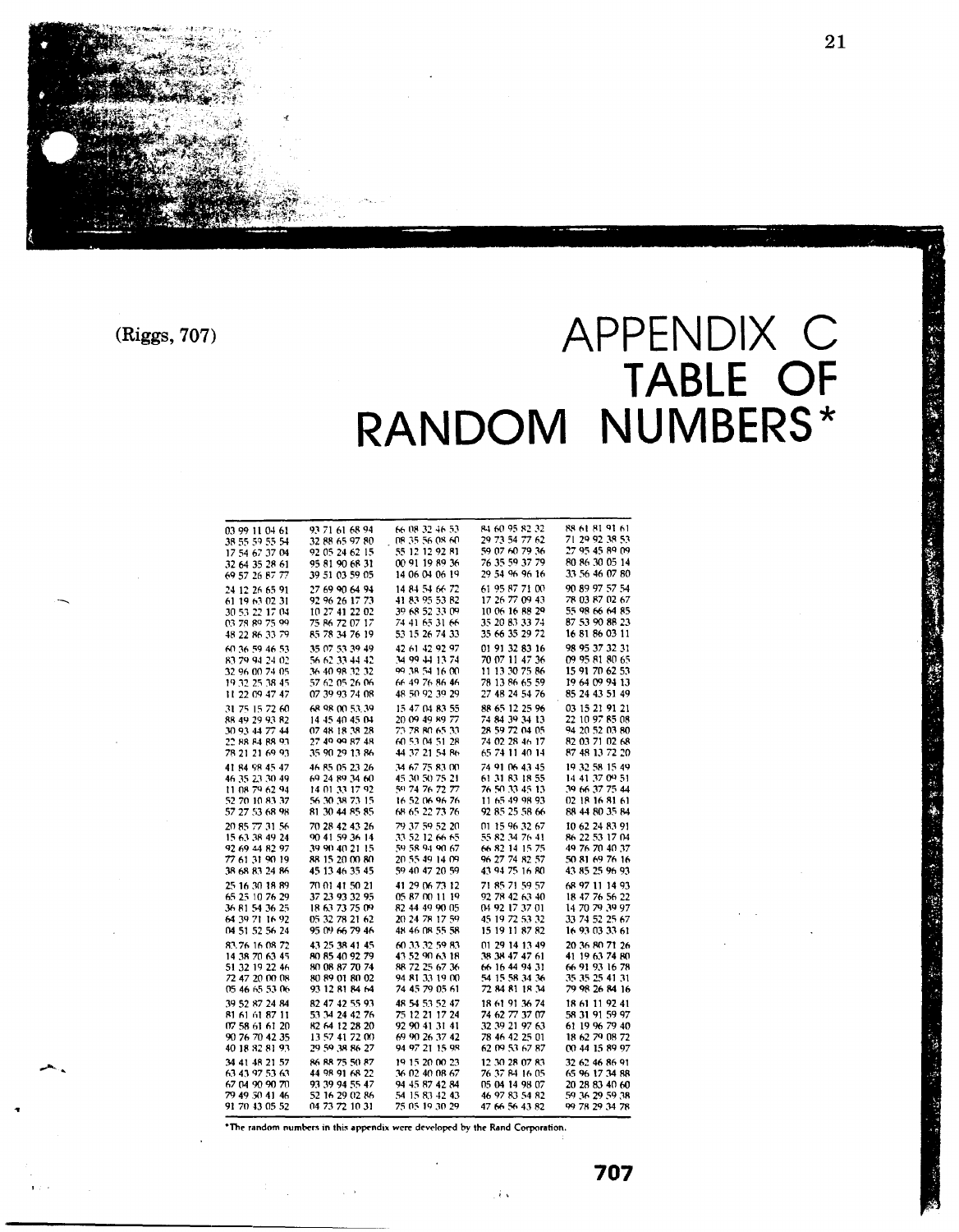(Riggs, 707)

# APPENDIX C
# TABLE OF RANDOM NUMBERS*

| | | | | |
|---|---|---|---|---|
| 03 99 11 04 61 | 93 71 61 68 94 | 66 08 32 46 53 | 84 60 95 82 32 | 88 61 81 91 61 |
| 38 55 59 55 54 | 32 88 65 97 80 | 08 35 56 08 60 | 29 73 54 77 62 | 71 29 92 38 53 |
| 17 54 67 37 04 | 92 05 24 62 15 | 55 12 12 92 81 | 59 07 60 79 36 | 27 95 45 89 09 |
| 32 64 35 28 61 | 95 81 90 68 31 | 00 91 19 89 36 | 76 35 59 37 79 | 80 86 30 05 14 |
| 69 57 26 87 77 | 39 51 03 59 05 | 14 06 04 06 19 | 29 54 96 96 16 | 33 56 46 07 80 |
| 24 12 26 65 91 | 27 69 90 64 94 | 14 84 54 66 72 | 61 95 87 71 00 | 90 89 97 57 54 |
| 61 19 63 02 31 | 92 96 26 17 73 | 41 83 95 53 82 | 17 26 77 09 43 | 78 03 87 02 67 |
| 30 53 22 17 04 | 10 27 41 22 02 | 39 68 52 33 09 | 10 06 16 88 29 | 55 98 66 64 85 |
| 03 78 89 75 99 | 75 86 72 07 17 | 74 41 65 31 66 | 35 20 83 33 74 | 87 53 90 88 23 |
| 48 22 86 33 79 | 85 78 34 76 19 | 53 15 26 74 33 | 35 66 35 29 72 | 16 81 86 03 11 |
| 60 36 59 46 53 | 35 07 53 39 49 | 42 61 42 92 97 | 01 91 32 83 16 | 98 95 37 32 31 |
| 83 79 94 24 02 | 56 62 33 44 42 | 34 99 44 13 74 | 70 07 11 47 36 | 09 95 81 80 65 |
| 32 96 00 74 05 | 36 40 98 32 32 | 99 38 54 16 00 | 11 13 30 75 86 | 15 91 70 62 53 |
| 19 32 25 38 45 | 57 62 05 26 06 | 66 49 76 86 46 | 78 13 86 65 59 | 19 64 09 94 13 |
| 11 22 09 47 47 | 07 39 93 74 08 | 48 50 92 39 29 | 27 48 24 54 76 | 85 24 43 51 49 |
| 31 75 15 72 60 | 68 98 00 53 39 | 15 47 04 83 55 | 88 65 12 25 96 | 03 15 21 91 21 |
| 88 49 29 93 82 | 14 45 40 45 04 | 20 09 49 89 77 | 74 84 39 34 13 | 22 10 97 85 08 |
| 30 93 44 77 44 | 07 48 18 38 28 | 73 78 80 65 33 | 28 59 72 04 05 | 94 20 52 03 80 |
| 22 88 84 88 93 | 27 49 99 87 48 | 60 53 04 51 28 | 74 02 28 46 17 | 82 03 71 02 68 |
| 78 21 21 69 93 | 35 90 29 13 86 | 44 37 21 54 86 | 65 74 11 40 14 | 87 48 13 72 20 |
| 41 84 98 45 47 | 46 85 05 23 26 | 34 67 75 83 00 | 74 91 06 43 45 | 19 32 58 15 49 |
| 46 35 23 30 49 | 69 24 89 34 60 | 45 30 50 75 21 | 61 31 83 18 55 | 14 41 37 09 51 |
| 11 08 79 62 94 | 14 01 33 17 92 | 59 74 76 72 77 | 76 50 33 45 13 | 39 66 37 75 44 |
| 52 70 10 83 37 | 56 30 38 73 15 | 16 52 06 96 76 | 11 65 49 98 93 | 02 18 16 81 61 |
| 57 27 53 68 98 | 81 30 44 85 85 | 68 65 22 73 76 | 92 85 25 58 66 | 88 44 80 35 84 |
| 20 85 77 31 56 | 70 28 42 43 26 | 79 37 59 52 20 | 01 15 96 32 67 | 10 62 24 83 91 |
| 15 63 38 49 24 | 90 41 59 36 14 | 33 52 12 66 65 | 55 82 34 76 41 | 86 22 53 17 04 |
| 92 69 44 82 97 | 39 90 40 21 15 | 59 58 94 90 67 | 66 82 14 15 75 | 49 76 70 40 37 |
| 77 61 31 90 19 | 88 15 20 00 80 | 20 55 49 14 09 | 96 27 74 82 57 | 50 81 69 76 16 |
| 38 68 83 24 86 | 45 13 46 35 45 | 59 40 47 20 59 | 43 94 75 16 80 | 43 85 25 96 93 |
| 25 16 30 18 89 | 70 01 41 50 21 | 41 29 06 73 12 | 71 85 71 59 57 | 68 97 11 14 93 |
| 65 25 10 76 29 | 37 23 93 32 95 | 05 87 00 11 19 | 92 78 42 63 40 | 18 47 76 56 22 |
| 36 81 54 36 25 | 18 63 73 75 09 | 82 44 49 90 05 | 04 92 17 37 01 | 14 70 79 39 97 |
| 64 39 71 16 92 | 05 32 78 21 62 | 20 24 78 17 59 | 45 19 72 53 32 | 33 74 52 25 67 |
| 04 51 52 56 24 | 95 09 66 79 46 | 48 46 08 55 58 | 15 19 11 87 82 | 16 93 03 33 61 |
| 83 76 16 08 72 | 43 25 38 41 45 | 60 33 32 59 83 | 01 29 14 13 49 | 20 36 80 71 26 |
| 14 38 70 63 45 | 80 85 40 92 79 | 43 52 90 63 18 | 38 38 47 47 61 | 41 19 63 74 80 |
| 51 32 19 22 46 | 80 08 87 70 74 | 88 72 25 67 36 | 66 16 44 94 31 | 66 91 93 16 78 |
| 72 47 20 00 08 | 80 89 01 80 02 | 94 81 33 19 00 | 54 15 58 34 36 | 35 35 25 41 31 |
| 05 46 65 53 06 | 93 12 81 84 64 | 74 45 79 05 61 | 72 84 81 18 34 | 79 98 26 84 16 |
| 39 52 87 24 84 | 82 47 42 55 93 | 48 54 53 52 47 | 18 61 91 36 74 | 18 61 11 92 41 |
| 81 61 61 87 11 | 53 34 24 42 76 | 75 12 21 17 24 | 74 62 77 37 07 | 58 31 91 59 97 |
| 07 58 61 61 20 | 82 64 12 28 20 | 92 90 41 31 41 | 32 39 21 97 63 | 61 19 96 79 40 |
| 90 76 70 42 35 | 13 57 41 72 00 | 69 90 26 37 42 | 78 46 42 25 01 | 18 62 79 08 72 |
| 40 18 82 81 93 | 29 59 38 86 27 | 94 97 21 15 98 | 62 09 53 67 87 | 00 44 15 89 97 |
| 34 41 48 21 57 | 86 88 75 50 87 | 19 15 20 00 23 | 12 30 28 07 83 | 32 62 46 86 91 |
| 63 43 97 53 63 | 44 98 91 68 22 | 36 02 40 08 67 | 76 37 84 16 05 | 65 96 17 34 88 |
| 67 04 90 90 70 | 93 39 94 55 47 | 94 45 87 42 84 | 05 04 14 98 07 | 20 28 83 40 60 |
| 79 49 50 41 46 | 52 16 29 02 86 | 54 15 83 42 43 | 46 97 83 54 82 | 59 36 29 59 38 |
| 91 70 43 05 52 | 04 73 72 10 31 | 75 05 19 30 29 | 47 66 56 43 82 | 99 78 29 34 78 |

*The random numbers in this appendix were developed by the Rand Corporation.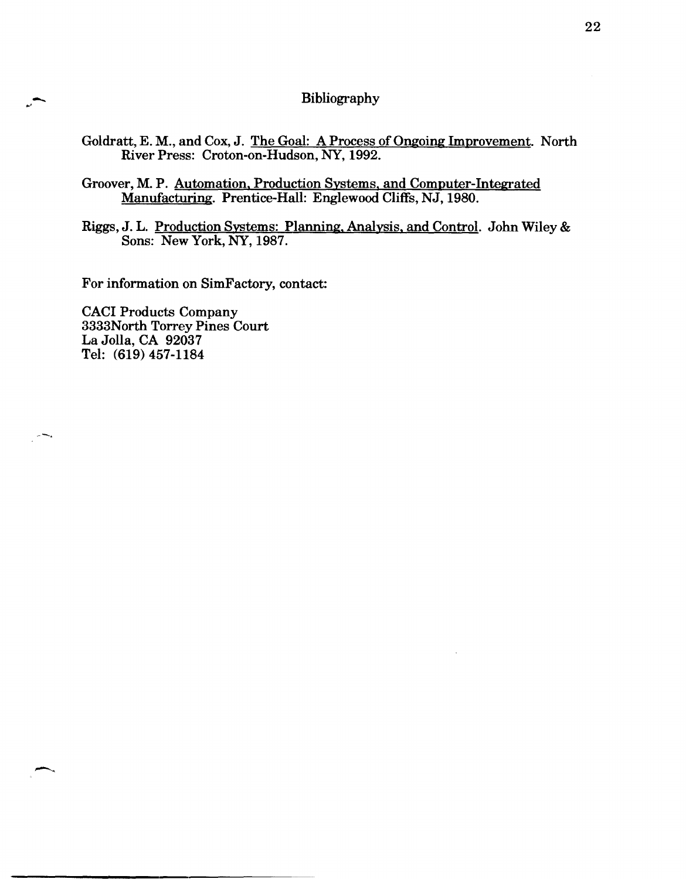# Bibliography

Goldratt, E. M., and Cox, J. The Goal: A Process of Ongoing Improvement. North River Press: Croton-on-Hudson, NY, 1992.

Groover, M. P. Automation, Production Systems, and Computer-Integrated Manufacturing. Prentice-Hall: Englewood Cliffs, NJ, 1980.

Riggs, J. L. Production Systems: Planning, Analysis, and Control. John Wiley & Sons: New York, NY, 1987.

For information on SimFactory, contact:

CACI Products Company
3333North Torrey Pines Court
La Jolla, CA 92037
Tel: (619) 457-1184